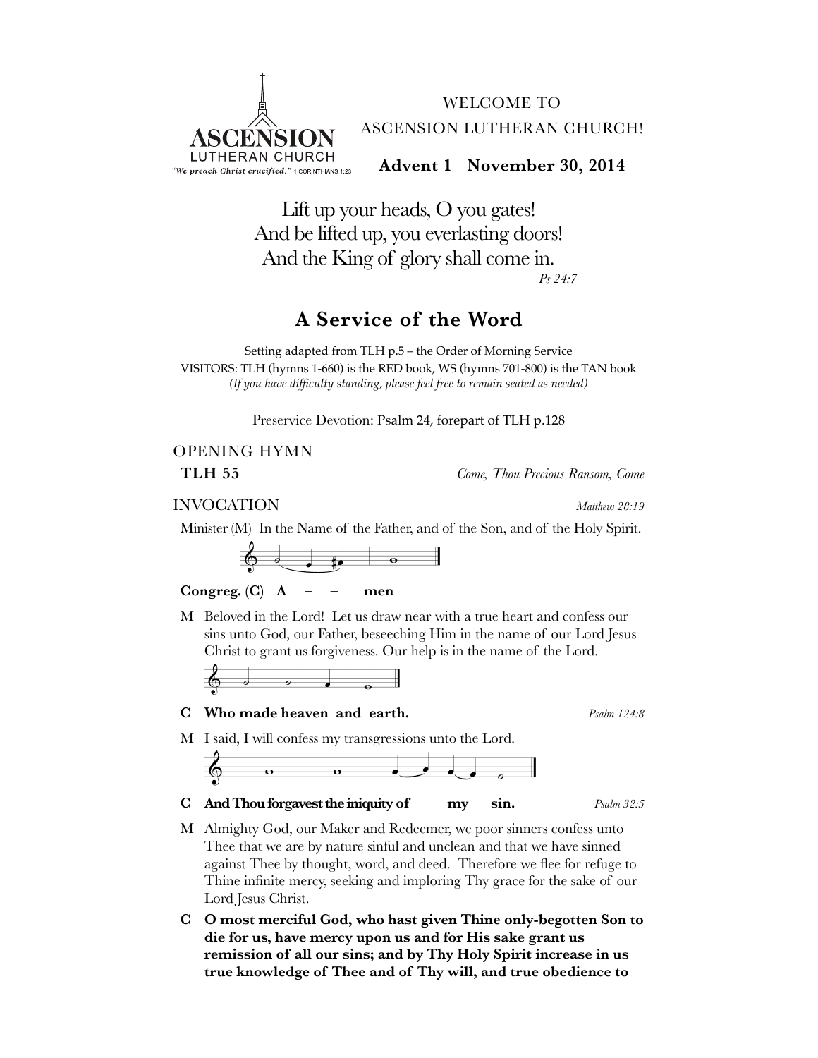ASCENSION LUTHERAN CHURCH
*"We preach Christ crucified."* 1 CORINTHIANS 1:23

WELCOME TO
ASCENSION LUTHERAN CHURCH!

**Advent 1 November 30, 2014**

Lift up your heads, O you gates!
And be lifted up, you everlasting doors!
And the King of glory shall come in.
*Ps 24:7*

# A Service of the Word

Setting adapted from TLH p.5 – the Order of Morning Service
VISITORS: TLH (hymns 1-660) is the RED book, WS (hymns 701-800) is the TAN book
*(If you have difficulty standing, please feel free to remain seated as needed)*

Preservice Devotion: Psalm 24, forepart of TLH p.128

## OPENING HYMN

**TLH 55** *Come, Thou Precious Ransom, Come*

## INVOCATION

*Matthew 28:19*

Minister (M) In the Name of the Father, and of the Son, and of the Holy Spirit.

**Congreg. (C) A – – men**

M Beloved in the Lord! Let us draw near with a true heart and confess our sins unto God, our Father, beseeching Him in the name of our Lord Jesus Christ to grant us forgiveness. Our help is in the name of the Lord.

**C Who made heaven and earth.** *Psalm 124:8*

M I said, I will confess my transgressions unto the Lord.

**C And Thou forgavest the iniquity of my sin.** *Psalm 32:5*

M Almighty God, our Maker and Redeemer, we poor sinners confess unto Thee that we are by nature sinful and unclean and that we have sinned against Thee by thought, word, and deed. Therefore we flee for refuge to Thine infinite mercy, seeking and imploring Thy grace for the sake of our Lord Jesus Christ.

**C O most merciful God, who hast given Thine only-begotten Son to die for us, have mercy upon us and for His sake grant us remission of all our sins; and by Thy Holy Spirit increase in us true knowledge of Thee and of Thy will, and true obedience to**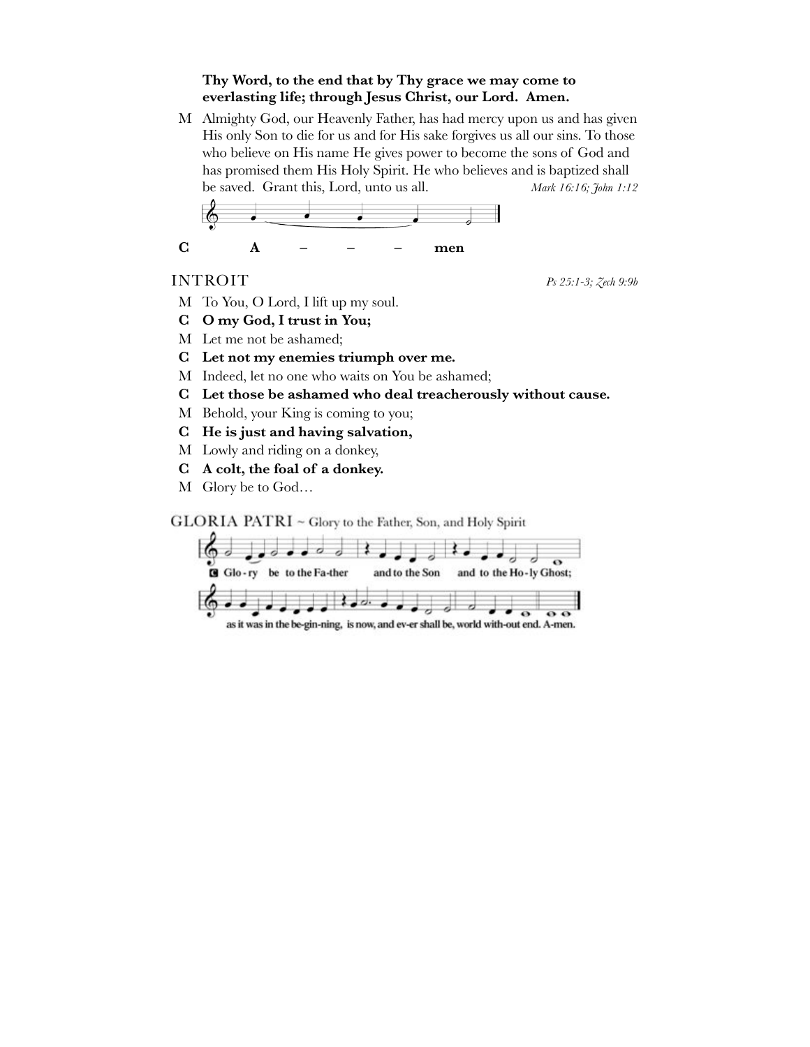**Thy Word, to the end that by Thy grace we may come to everlasting life; through Jesus Christ, our Lord. Amen.**

M Almighty God, our Heavenly Father, has had mercy upon us and has given His only Son to die for us and for His sake forgives us all our sins. To those who believe on His name He gives power to become the sons of God and has promised them His Holy Spirit. He who believes and is baptized shall be saved. Grant this, Lord, unto us all. *Mark 16:16; John 1:12*

**C A – – – men**

## INTROIT

*Ps 25:1-3; Zech 9:9b*

M To You, O Lord, I lift up my soul.

**C O my God, I trust in You;**

M Let me not be ashamed;

**C Let not my enemies triumph over me.**

M Indeed, let no one who waits on You be ashamed;

**C Let those be ashamed who deal treacherously without cause.**

M Behold, your King is coming to you;

**C He is just and having salvation,**

M Lowly and riding on a donkey,

**C A colt, the foal of a donkey.**

M Glory be to God…

## GLORIA PATRI ~ Glory to the Father, Son, and Holy Spirit

**C** Glo-ry be to the Fa-ther and to the Son and to the Ho-ly Ghost; as it was in the be-gin-ning, is now, and ev-er shall be, world with-out end. A-men.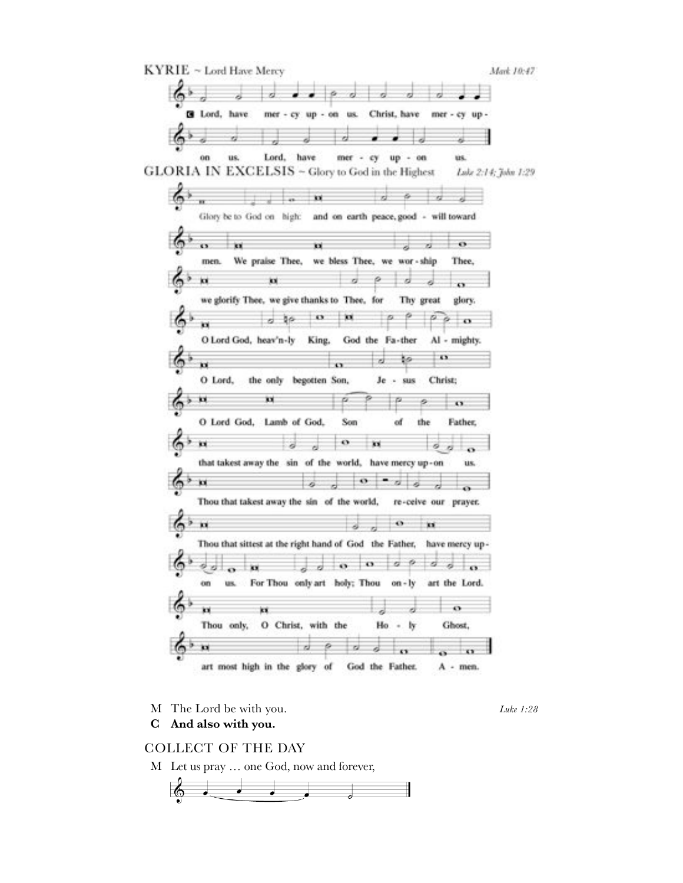KYRIE ~ Lord Have Mercy

*Mark 10:47*

**C** Lord, have mer - cy up - on us. Christ, have mer - cy up - on us. Lord, have mer - cy up - on us.

GLORIA IN EXCELSIS ~ Glory to God in the Highest

*Luke 2:14; John 1:29*

Glory be to God on high: and on earth peace, good - will toward men. We praise Thee, we bless Thee, we wor - ship Thee, we glorify Thee, we give thanks to Thee, for Thy great glory. O Lord God, heav'n-ly King, God the Fa - ther Al - mighty. O Lord, the only begotten Son, Je - sus Christ; O Lord God, Lamb of God, Son of the Father, that takest away the sin of the world, have mercy up - on us. Thou that takest away the sin of the world, re - ceive our prayer. Thou that sittest at the right hand of God the Father, have mercy up - on us. For Thou only art holy; Thou on - ly art the Lord. Thou only, O Christ, with the Ho - ly Ghost, art most high in the glory of God the Father. A - men.

M The Lord be with you.

*Luke 1:28*

**C And also with you.**

COLLECT OF THE DAY

M Let us pray … one God, now and forever,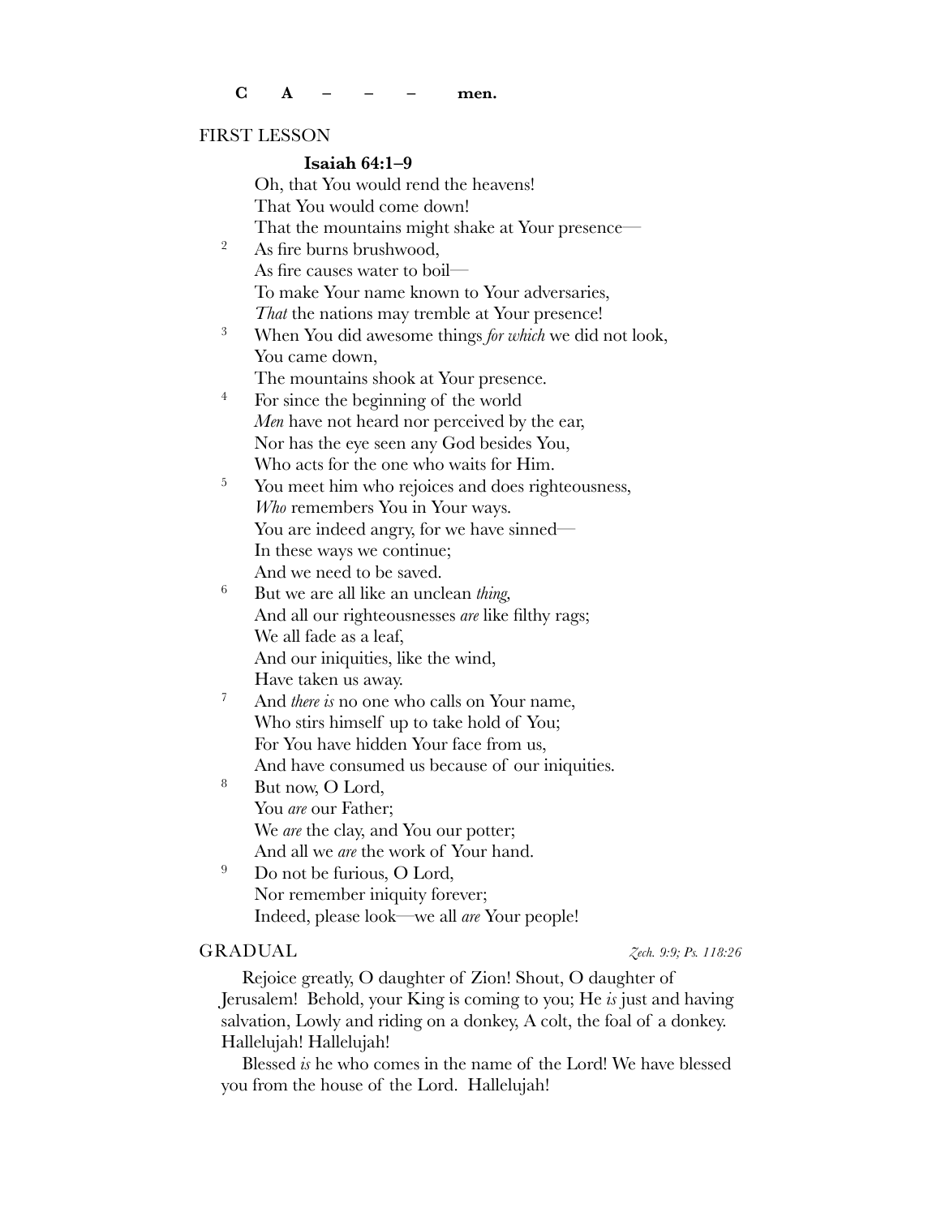**C A – – – men.**

FIRST LESSON

**Isaiah 64:1–9**

Oh, that You would rend the heavens!
That You would come down!
That the mountains might shake at Your presence—
[2] As fire burns brushwood,
As fire causes water to boil—
To make Your name known to Your adversaries,
*That* the nations may tremble at Your presence!
[3] When You did awesome things *for which* we did not look,
You came down,
The mountains shook at Your presence.
[4] For since the beginning of the world
*Men* have not heard nor perceived by the ear,
Nor has the eye seen any God besides You,
Who acts for the one who waits for Him.
[5] You meet him who rejoices and does righteousness,
*Who* remembers You in Your ways.
You are indeed angry, for we have sinned—
In these ways we continue;
And we need to be saved.
[6] But we are all like an unclean *thing*,
And all our righteousnesses *are* like filthy rags;
We all fade as a leaf,
And our iniquities, like the wind,
Have taken us away.
[7] And *there is* no one who calls on Your name,
Who stirs himself up to take hold of You;
For You have hidden Your face from us,
And have consumed us because of our iniquities.
[8] But now, O Lord,
You *are* our Father;
We *are* the clay, and You our potter;
And all we *are* the work of Your hand.
[9] Do not be furious, O Lord,
Nor remember iniquity forever;
Indeed, please look—we all *are* Your people!

GRADUAL *Zech. 9:9; Ps. 118:26*

Rejoice greatly, O daughter of Zion! Shout, O daughter of Jerusalem! Behold, your King is coming to you; He *is* just and having salvation, Lowly and riding on a donkey, A colt, the foal of a donkey. Hallelujah! Hallelujah!

Blessed *is* he who comes in the name of the Lord! We have blessed you from the house of the Lord. Hallelujah!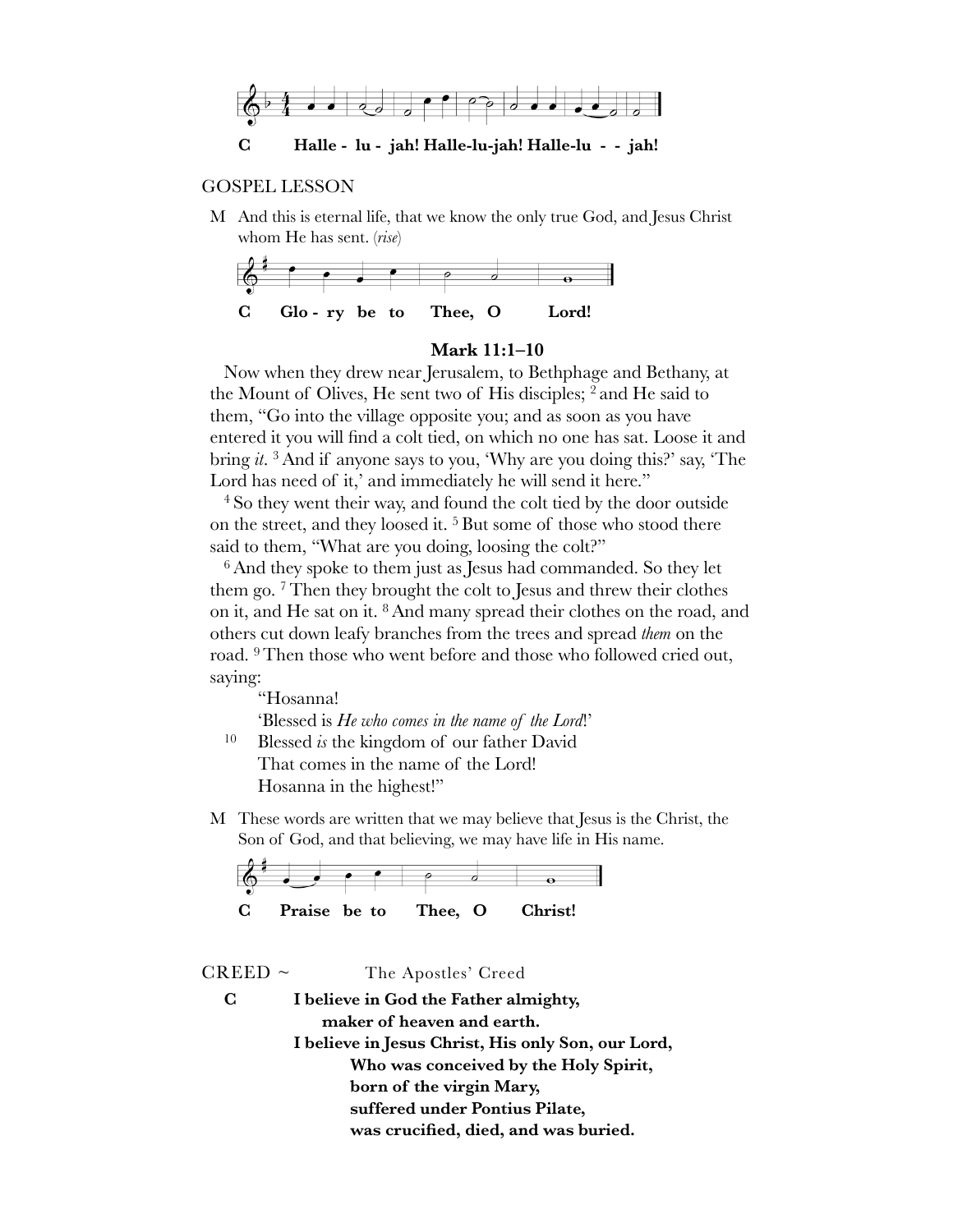**C** **Halle - lu - jah! Halle-lu-jah! Halle-lu - - jah!**

GOSPEL LESSON

M And this is eternal life, that we know the only true God, and Jesus Christ whom He has sent. (*rise*)

**C** **Glo - ry be to Thee, O Lord!**

**Mark 11:1–10**

Now when they drew near Jerusalem, to Bethphage and Bethany, at the Mount of Olives, He sent two of His disciples; [2] and He said to them, "Go into the village opposite you; and as soon as you have entered it you will find a colt tied, on which no one has sat. Loose it and bring *it*. [3] And if anyone says to you, 'Why are you doing this?' say, 'The Lord has need of it,' and immediately he will send it here."

[4] So they went their way, and found the colt tied by the door outside on the street, and they loosed it. [5] But some of those who stood there said to them, "What are you doing, loosing the colt?"

[6] And they spoke to them just as Jesus had commanded. So they let them go. [7] Then they brought the colt to Jesus and threw their clothes on it, and He sat on it. [8] And many spread their clothes on the road, and others cut down leafy branches from the trees and spread *them* on the road. [9] Then those who went before and those who followed cried out, saying:

"Hosanna!
'Blessed is *He who comes in the name of the Lord*!'
[10] Blessed *is* the kingdom of our father David
That comes in the name of the Lord!
Hosanna in the highest!"

M These words are written that we may believe that Jesus is the Christ, the Son of God, and that believing, we may have life in His name.

**C** **Praise be to Thee, O Christ!**

CREED ~ The Apostles' Creed

**C** **I believe in God the Father almighty,**
**maker of heaven and earth.**
**I believe in Jesus Christ, His only Son, our Lord,**
**Who was conceived by the Holy Spirit,**
**born of the virgin Mary,**
**suffered under Pontius Pilate,**
**was crucified, died, and was buried.**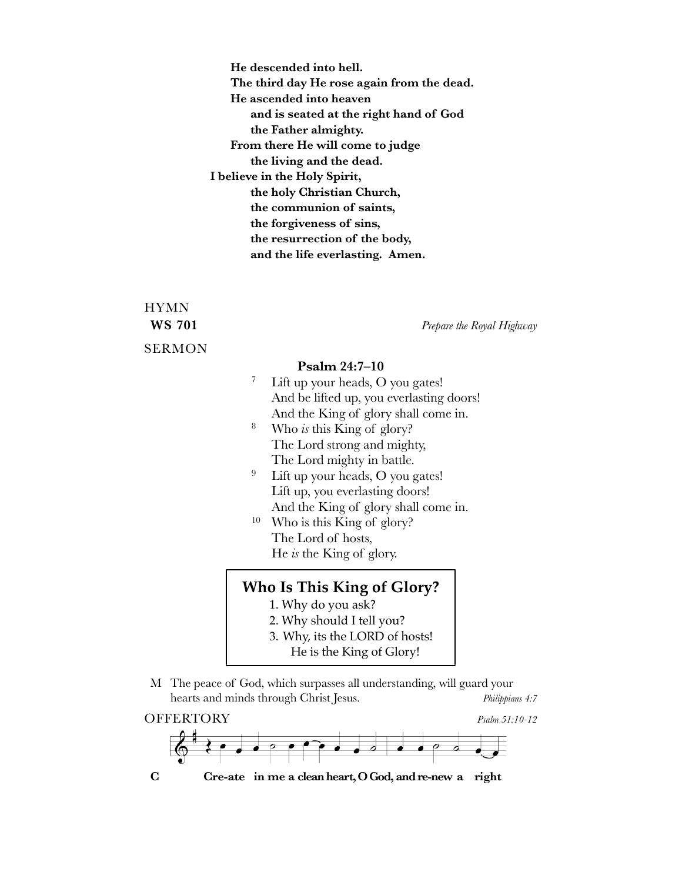**He descended into hell.**
**The third day He rose again from the dead.**
**He ascended into heaven**
**and is seated at the right hand of God**
**the Father almighty.**
**From there He will come to judge**
**the living and the dead.**
**I believe in the Holy Spirit,**
**the holy Christian Church,**
**the communion of saints,**
**the forgiveness of sins,**
**the resurrection of the body,**
**and the life everlasting. Amen.**

HYMN

**WS 701** *Prepare the Royal Highway*

SERMON

**Psalm 24:7–10**

7 Lift up your heads, O you gates!
And be lifted up, you everlasting doors!
And the King of glory shall come in.
8 Who *is* this King of glory?
The Lord strong and mighty,
The Lord mighty in battle.
9 Lift up your heads, O you gates!
Lift up, you everlasting doors!
And the King of glory shall come in.
10 Who is this King of glory?
The Lord of hosts,
He *is* the King of glory.

**Who Is This King of Glory?**

1. Why do you ask?
2. Why should I tell you?
3. Why, its the LORD of hosts!
He is the King of Glory!

M The peace of God, which surpasses all understanding, will guard your hearts and minds through Christ Jesus. *Philippians 4:7*

OFFERTORY *Psalm 51:10-12*

**C Cre-ate in me a clean heart, O God, and re-new a right**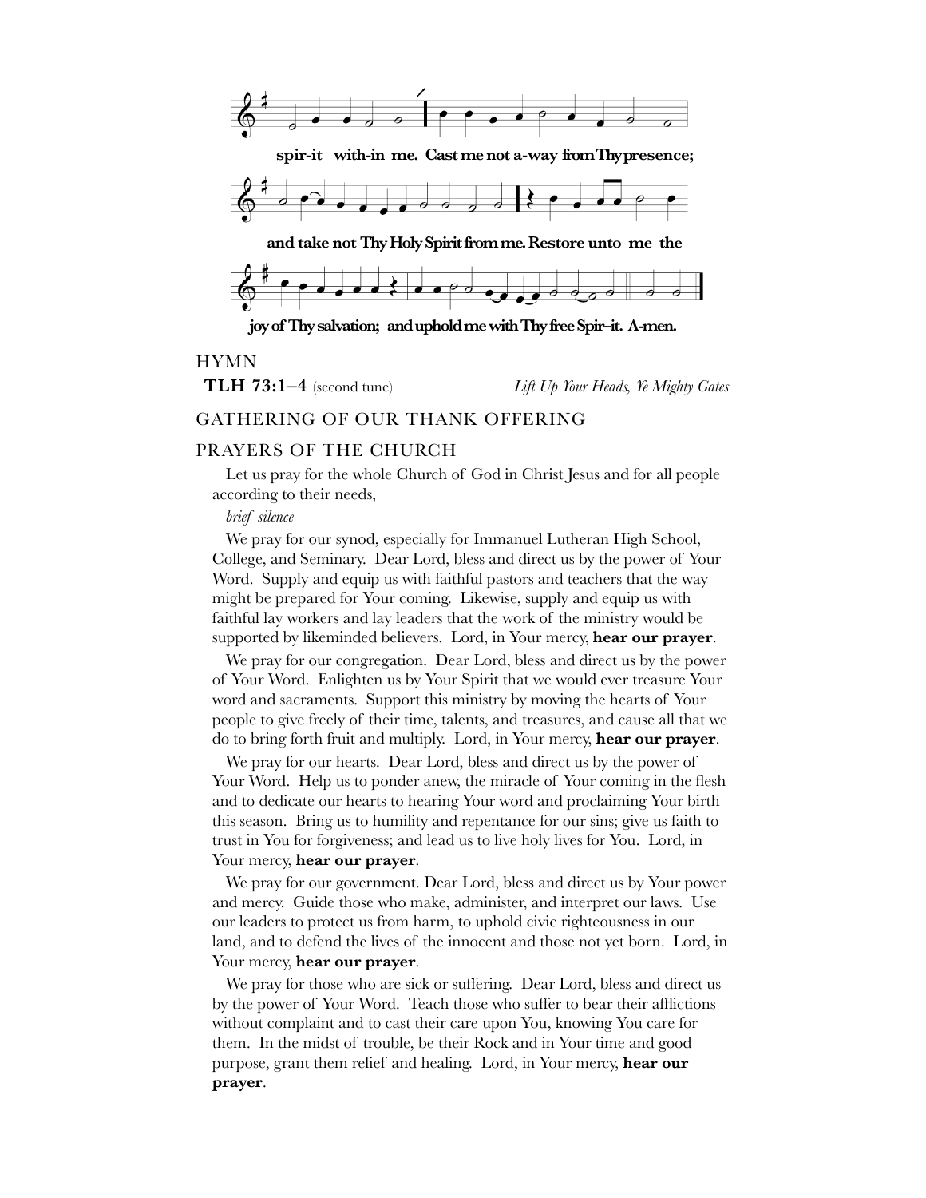**spir-it with-in me. Cast me not a-way from Thy presence;**

**and take not Thy Holy Spirit from me. Restore unto me the**

**joy of Thy salvation; and uphold me with Thy free Spir–it. A-men.**

## HYMN

**TLH 73:1–4** (second tune) *Lift Up Your Heads, Ye Mighty Gates*

## GATHERING OF OUR THANK OFFERING

## PRAYERS OF THE CHURCH

Let us pray for the whole Church of God in Christ Jesus and for all people according to their needs,

*brief silence*

We pray for our synod, especially for Immanuel Lutheran High School, College, and Seminary. Dear Lord, bless and direct us by the power of Your Word. Supply and equip us with faithful pastors and teachers that the way might be prepared for Your coming. Likewise, supply and equip us with faithful lay workers and lay leaders that the work of the ministry would be supported by likeminded believers. Lord, in Your mercy, **hear our prayer**.

We pray for our congregation. Dear Lord, bless and direct us by the power of Your Word. Enlighten us by Your Spirit that we would ever treasure Your word and sacraments. Support this ministry by moving the hearts of Your people to give freely of their time, talents, and treasures, and cause all that we do to bring forth fruit and multiply. Lord, in Your mercy, **hear our prayer**.

We pray for our hearts. Dear Lord, bless and direct us by the power of Your Word. Help us to ponder anew, the miracle of Your coming in the flesh and to dedicate our hearts to hearing Your word and proclaiming Your birth this season. Bring us to humility and repentance for our sins; give us faith to trust in You for forgiveness; and lead us to live holy lives for You. Lord, in Your mercy, **hear our prayer**.

We pray for our government. Dear Lord, bless and direct us by Your power and mercy. Guide those who make, administer, and interpret our laws. Use our leaders to protect us from harm, to uphold civic righteousness in our land, and to defend the lives of the innocent and those not yet born. Lord, in Your mercy, **hear our prayer**.

We pray for those who are sick or suffering. Dear Lord, bless and direct us by the power of Your Word. Teach those who suffer to bear their afflictions without complaint and to cast their care upon You, knowing You care for them. In the midst of trouble, be their Rock and in Your time and good purpose, grant them relief and healing. Lord, in Your mercy, **hear our prayer**.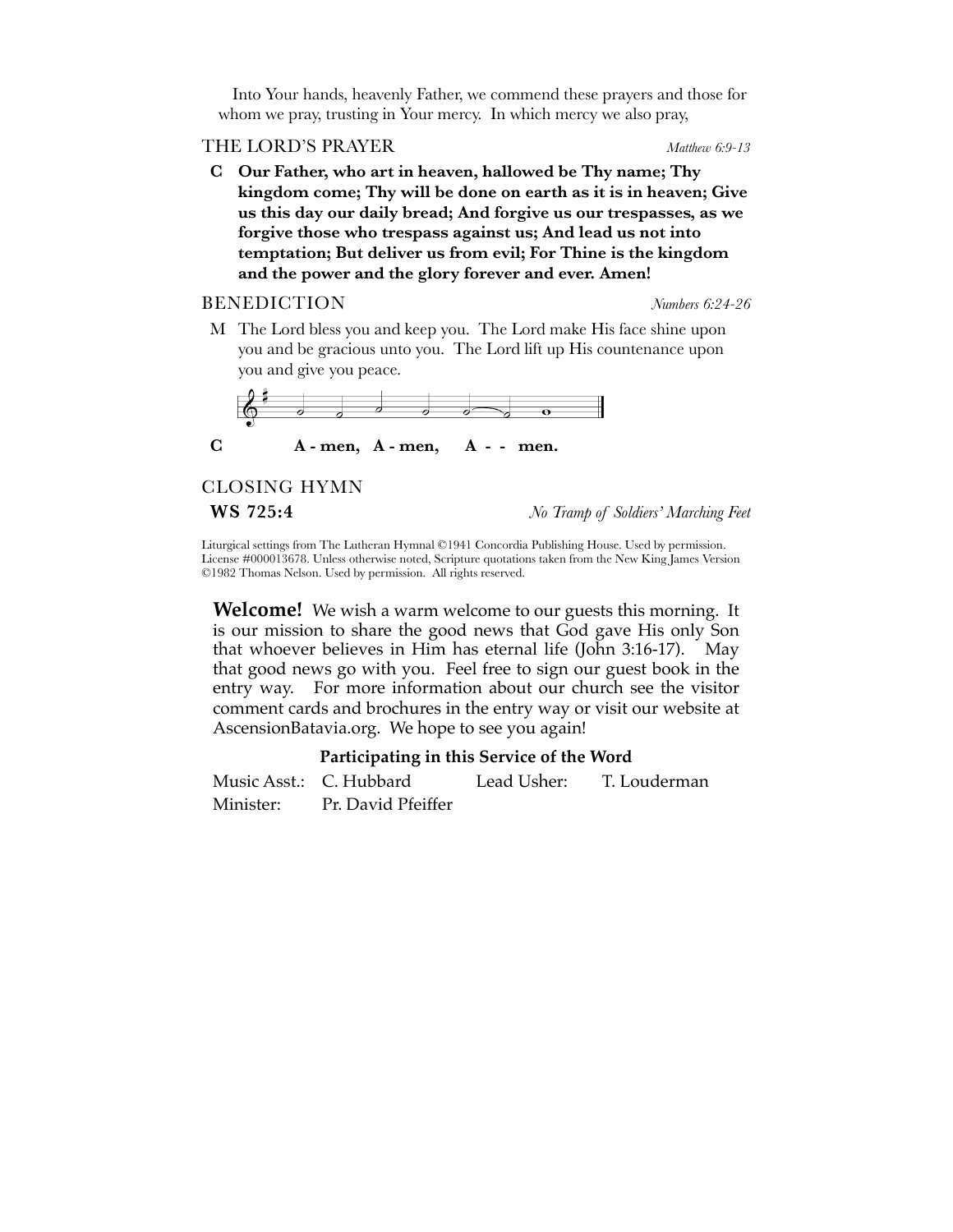Into Your hands, heavenly Father, we commend these prayers and those for whom we pray, trusting in Your mercy. In which mercy we also pray,

## THE LORD'S PRAYER

*Matthew 6:9-13*

**C** **Our Father, who art in heaven, hallowed be Thy name; Thy kingdom come; Thy will be done on earth as it is in heaven; Give us this day our daily bread; And forgive us our trespasses, as we forgive those who trespass against us; And lead us not into temptation; But deliver us from evil; For Thine is the kingdom and the power and the glory forever and ever. Amen!**

## BENEDICTION

*Numbers 6:24-26*

M The Lord bless you and keep you. The Lord make His face shine upon you and be gracious unto you. The Lord lift up His countenance upon you and give you peace.

**C** **A - men, A - men, A - - men.**

## CLOSING HYMN

**WS 725:4** *No Tramp of Soldiers' Marching Feet*

Liturgical settings from The Lutheran Hymnal ©1941 Concordia Publishing House. Used by permission. License #000013678. Unless otherwise noted, Scripture quotations taken from the New King James Version ©1982 Thomas Nelson. Used by permission. All rights reserved.

**Welcome!** We wish a warm welcome to our guests this morning. It is our mission to share the good news that God gave His only Son that whoever believes in Him has eternal life (John 3:16-17). May that good news go with you. Feel free to sign our guest book in the entry way. For more information about our church see the visitor comment cards and brochures in the entry way or visit our website at AscensionBatavia.org. We hope to see you again!

**Participating in this Service of the Word**

| | | | |
|---|---|---|---|
| Music Asst.: | C. Hubbard | Lead Usher: | T. Louderman |
| Minister: | Pr. David Pfeiffer | | |